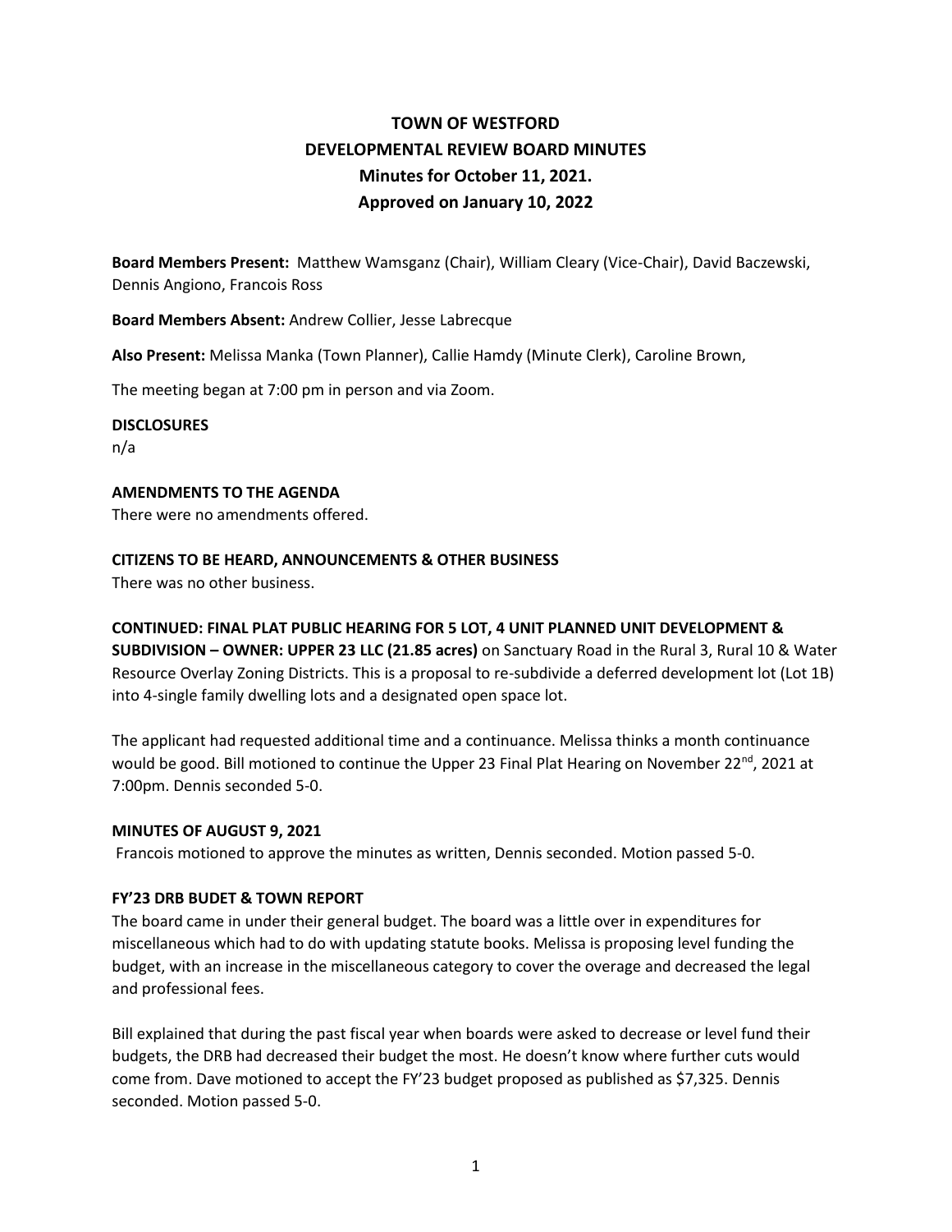# TOWN OF WESTFORD
# DEVELOPMENTAL REVIEW BOARD MINUTES
## Minutes for October 11, 2021.
## Approved on January 10, 2022

**Board Members Present:** Matthew Wamsganz (Chair), William Cleary (Vice-Chair), David Baczewski, Dennis Angiono, Francois Ross

**Board Members Absent:** Andrew Collier, Jesse Labrecque

**Also Present:** Melissa Manka (Town Planner), Callie Hamdy (Minute Clerk), Caroline Brown,

The meeting began at 7:00 pm in person and via Zoom.

**DISCLOSURES**

n/a

**AMENDMENTS TO THE AGENDA**

There were no amendments offered.

**CITIZENS TO BE HEARD, ANNOUNCEMENTS & OTHER BUSINESS**

There was no other business.

**CONTINUED: FINAL PLAT PUBLIC HEARING FOR 5 LOT, 4 UNIT PLANNED UNIT DEVELOPMENT & SUBDIVISION – OWNER: UPPER 23 LLC (21.85 acres)** on Sanctuary Road in the Rural 3, Rural 10 & Water Resource Overlay Zoning Districts. This is a proposal to re-subdivide a deferred development lot (Lot 1B) into 4-single family dwelling lots and a designated open space lot.

The applicant had requested additional time and a continuance. Melissa thinks a month continuance would be good. Bill motioned to continue the Upper 23 Final Plat Hearing on November 22nd, 2021 at 7:00pm. Dennis seconded 5-0.

**MINUTES OF AUGUST 9, 2021**

Francois motioned to approve the minutes as written, Dennis seconded. Motion passed 5-0.

**FY'23 DRB BUDET & TOWN REPORT**

The board came in under their general budget. The board was a little over in expenditures for miscellaneous which had to do with updating statute books. Melissa is proposing level funding the budget, with an increase in the miscellaneous category to cover the overage and decreased the legal and professional fees.

Bill explained that during the past fiscal year when boards were asked to decrease or level fund their budgets, the DRB had decreased their budget the most. He doesn't know where further cuts would come from. Dave motioned to accept the FY'23 budget proposed as published as $7,325. Dennis seconded. Motion passed 5-0.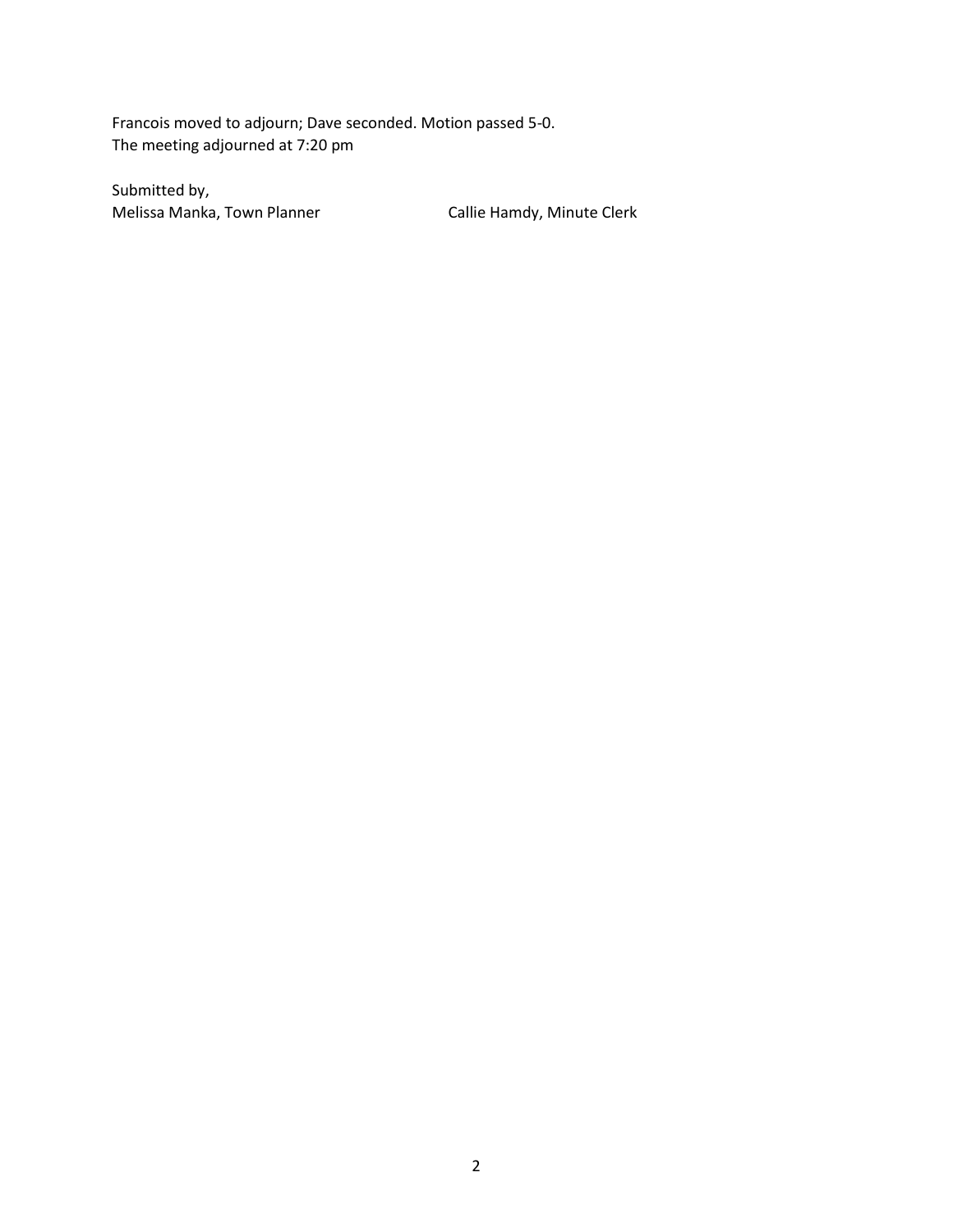Francois moved to adjourn; Dave seconded. Motion passed 5-0.
The meeting adjourned at 7:20 pm

Submitted by,
Melissa Manka, Town Planner Callie Hamdy, Minute Clerk